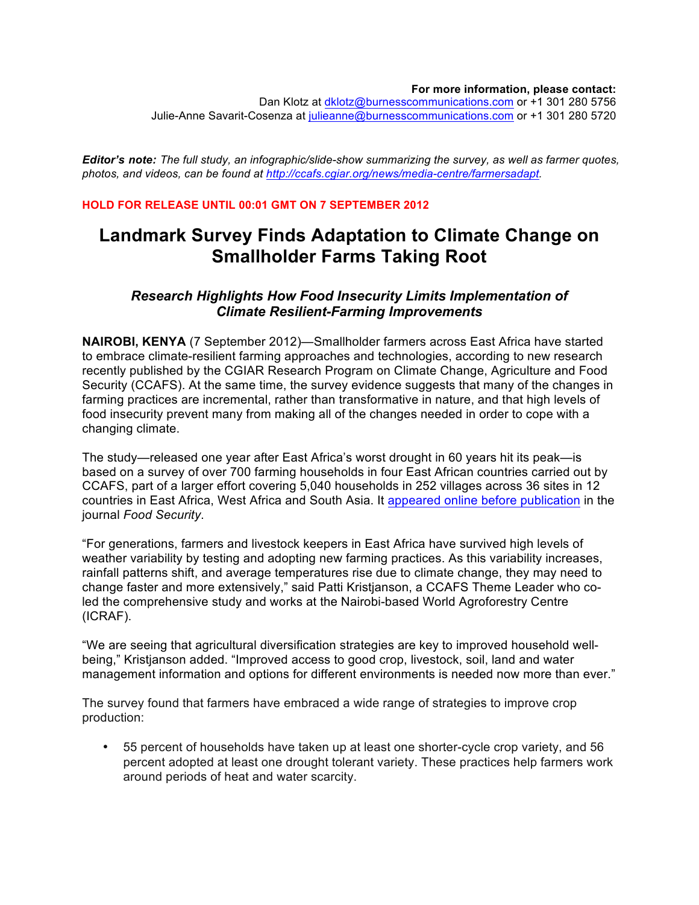**For more information, please contact:**
Dan Klotz at [dklotz@burnesscommunications.com](mailto:dklotz@burnesscommunications.com) or +1 301 280 5756
Julie-Anne Savarit-Cosenza at [julieanne@burnesscommunications.com](mailto:julieanne@burnesscommunications.com) or +1 301 280 5720

***Editor's note:*** *The full study, an infographic/slide-show summarizing the survey, as well as farmer quotes, photos, and videos, can be found at [http://ccafs.cgiar.org/news/media-centre/farmersadapt](http://ccafs.cgiar.org/news/media-centre/farmersadapt).*

**HOLD FOR RELEASE UNTIL 00:01 GMT ON 7 SEPTEMBER 2012**

# Landmark Survey Finds Adaptation to Climate Change on Smallholder Farms Taking Root

### *Research Highlights How Food Insecurity Limits Implementation of Climate Resilient-Farming Improvements*

**NAIROBI, KENYA** (7 September 2012)—Smallholder farmers across East Africa have started to embrace climate-resilient farming approaches and technologies, according to new research recently published by the CGIAR Research Program on Climate Change, Agriculture and Food Security (CCAFS). At the same time, the survey evidence suggests that many of the changes in farming practices are incremental, rather than transformative in nature, and that high levels of food insecurity prevent many from making all of the changes needed in order to cope with a changing climate.

The study—released one year after East Africa's worst drought in 60 years hit its peak—is based on a survey of over 700 farming households in four East African countries carried out by CCAFS, part of a larger effort covering 5,040 households in 252 villages across 36 sites in 12 countries in East Africa, West Africa and South Asia. It appeared online before publication in the journal *Food Security*.

"For generations, farmers and livestock keepers in East Africa have survived high levels of weather variability by testing and adopting new farming practices. As this variability increases, rainfall patterns shift, and average temperatures rise due to climate change, they may need to change faster and more extensively," said Patti Kristjanson, a CCAFS Theme Leader who co-led the comprehensive study and works at the Nairobi-based World Agroforestry Centre (ICRAF).

"We are seeing that agricultural diversification strategies are key to improved household well-being," Kristjanson added. "Improved access to good crop, livestock, soil, land and water management information and options for different environments is needed now more than ever."

The survey found that farmers have embraced a wide range of strategies to improve crop production:

- 55 percent of households have taken up at least one shorter-cycle crop variety, and 56 percent adopted at least one drought tolerant variety. These practices help farmers work around periods of heat and water scarcity.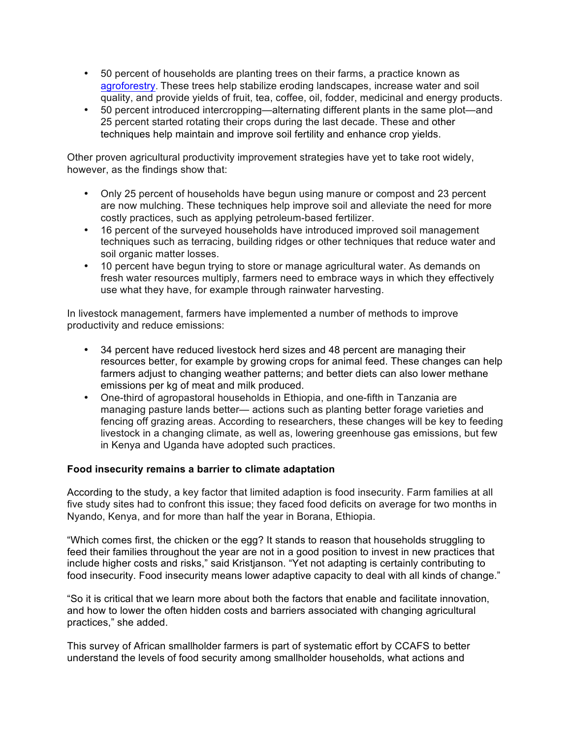- 50 percent of households are planting trees on their farms, a practice known as [agroforestry](). These trees help stabilize eroding landscapes, increase water and soil quality, and provide yields of fruit, tea, coffee, oil, fodder, medicinal and energy products.
- 50 percent introduced intercropping—alternating different plants in the same plot—and 25 percent started rotating their crops during the last decade. These and other techniques help maintain and improve soil fertility and enhance crop yields.

Other proven agricultural productivity improvement strategies have yet to take root widely, however, as the findings show that:

- Only 25 percent of households have begun using manure or compost and 23 percent are now mulching. These techniques help improve soil and alleviate the need for more costly practices, such as applying petroleum-based fertilizer.
- 16 percent of the surveyed households have introduced improved soil management techniques such as terracing, building ridges or other techniques that reduce water and soil organic matter losses.
- 10 percent have begun trying to store or manage agricultural water. As demands on fresh water resources multiply, farmers need to embrace ways in which they effectively use what they have, for example through rainwater harvesting.

In livestock management, farmers have implemented a number of methods to improve productivity and reduce emissions:

- 34 percent have reduced livestock herd sizes and 48 percent are managing their resources better, for example by growing crops for animal feed. These changes can help farmers adjust to changing weather patterns; and better diets can also lower methane emissions per kg of meat and milk produced.
- One-third of agropastoral households in Ethiopia, and one-fifth in Tanzania are managing pasture lands better— actions such as planting better forage varieties and fencing off grazing areas. According to researchers, these changes will be key to feeding livestock in a changing climate, as well as, lowering greenhouse gas emissions, but few in Kenya and Uganda have adopted such practices.

**Food insecurity remains a barrier to climate adaptation**

According to the study, a key factor that limited adaption is food insecurity. Farm families at all five study sites had to confront this issue; they faced food deficits on average for two months in Nyando, Kenya, and for more than half the year in Borana, Ethiopia.

"Which comes first, the chicken or the egg? It stands to reason that households struggling to feed their families throughout the year are not in a good position to invest in new practices that include higher costs and risks," said Kristjanson. "Yet not adapting is certainly contributing to food insecurity. Food insecurity means lower adaptive capacity to deal with all kinds of change."

"So it is critical that we learn more about both the factors that enable and facilitate innovation, and how to lower the often hidden costs and barriers associated with changing agricultural practices," she added.

This survey of African smallholder farmers is part of systematic effort by CCAFS to better understand the levels of food security among smallholder households, what actions and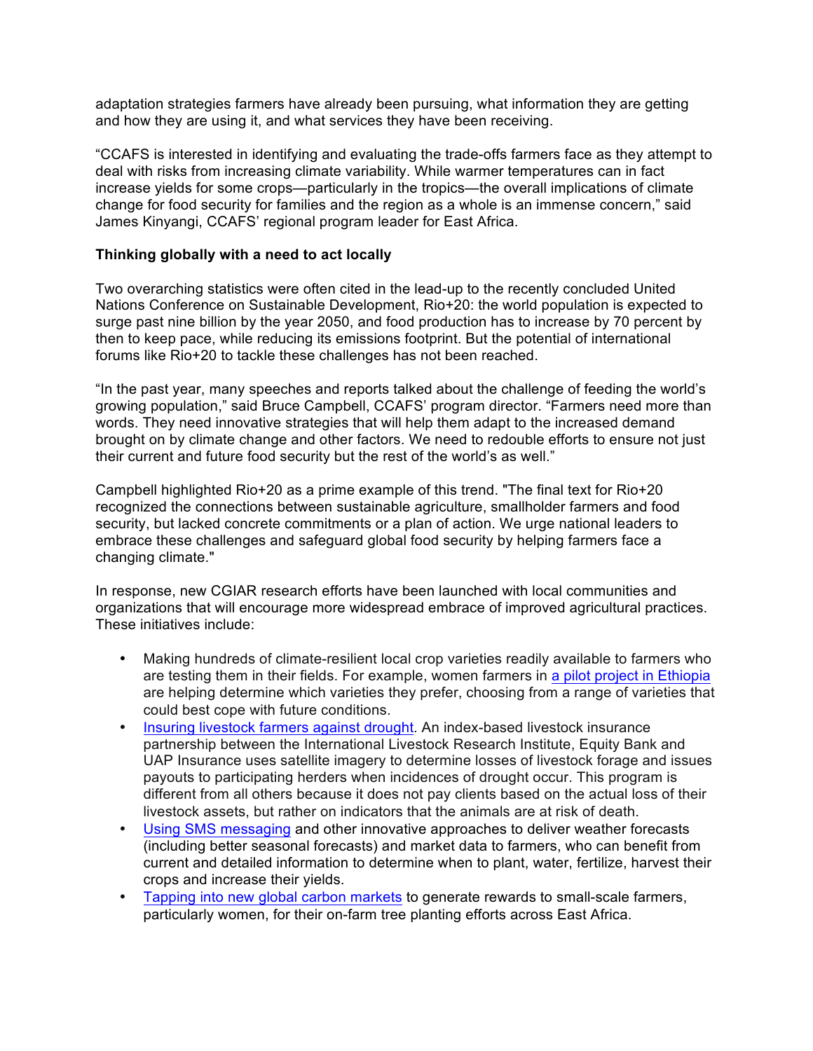adaptation strategies farmers have already been pursuing, what information they are getting and how they are using it, and what services they have been receiving.

"CCAFS is interested in identifying and evaluating the trade-offs farmers face as they attempt to deal with risks from increasing climate variability. While warmer temperatures can in fact increase yields for some crops—particularly in the tropics—the overall implications of climate change for food security for families and the region as a whole is an immense concern," said James Kinyangi, CCAFS' regional program leader for East Africa.

**Thinking globally with a need to act locally**

Two overarching statistics were often cited in the lead-up to the recently concluded United Nations Conference on Sustainable Development, Rio+20: the world population is expected to surge past nine billion by the year 2050, and food production has to increase by 70 percent by then to keep pace, while reducing its emissions footprint. But the potential of international forums like Rio+20 to tackle these challenges has not been reached.

"In the past year, many speeches and reports talked about the challenge of feeding the world's growing population," said Bruce Campbell, CCAFS' program director. "Farmers need more than words. They need innovative strategies that will help them adapt to the increased demand brought on by climate change and other factors. We need to redouble efforts to ensure not just their current and future food security but the rest of the world's as well."

Campbell highlighted Rio+20 as a prime example of this trend. "The final text for Rio+20 recognized the connections between sustainable agriculture, smallholder farmers and food security, but lacked concrete commitments or a plan of action. We urge national leaders to embrace these challenges and safeguard global food security by helping farmers face a changing climate."

In response, new CGIAR research efforts have been launched with local communities and organizations that will encourage more widespread embrace of improved agricultural practices. These initiatives include:

- Making hundreds of climate-resilient local crop varieties readily available to farmers who are testing them in their fields. For example, women farmers in a pilot project in Ethiopia are helping determine which varieties they prefer, choosing from a range of varieties that could best cope with future conditions.
- Insuring livestock farmers against drought. An index-based livestock insurance partnership between the International Livestock Research Institute, Equity Bank and UAP Insurance uses satellite imagery to determine losses of livestock forage and issues payouts to participating herders when incidences of drought occur. This program is different from all others because it does not pay clients based on the actual loss of their livestock assets, but rather on indicators that the animals are at risk of death.
- Using SMS messaging and other innovative approaches to deliver weather forecasts (including better seasonal forecasts) and market data to farmers, who can benefit from current and detailed information to determine when to plant, water, fertilize, harvest their crops and increase their yields.
- Tapping into new global carbon markets to generate rewards to small-scale farmers, particularly women, for their on-farm tree planting efforts across East Africa.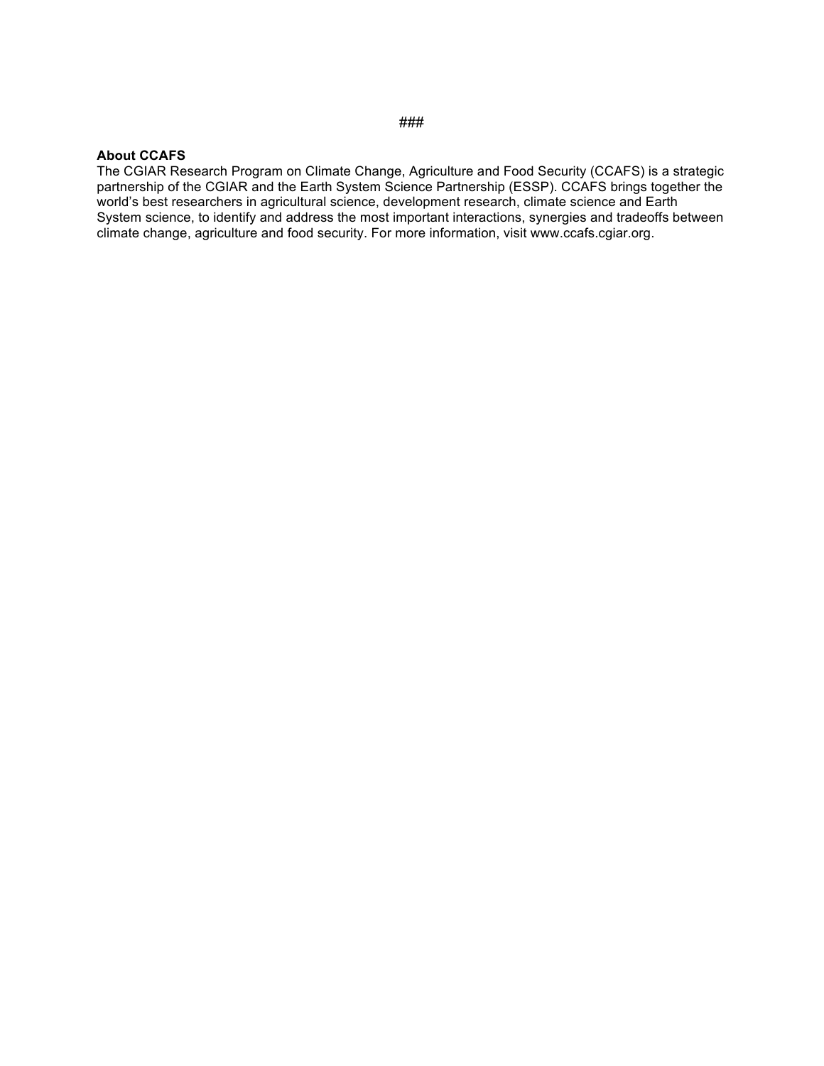###

**About CCAFS**

The CGIAR Research Program on Climate Change, Agriculture and Food Security (CCAFS) is a strategic partnership of the CGIAR and the Earth System Science Partnership (ESSP). CCAFS brings together the world's best researchers in agricultural science, development research, climate science and Earth System science, to identify and address the most important interactions, synergies and tradeoffs between climate change, agriculture and food security. For more information, visit www.ccafs.cgiar.org.